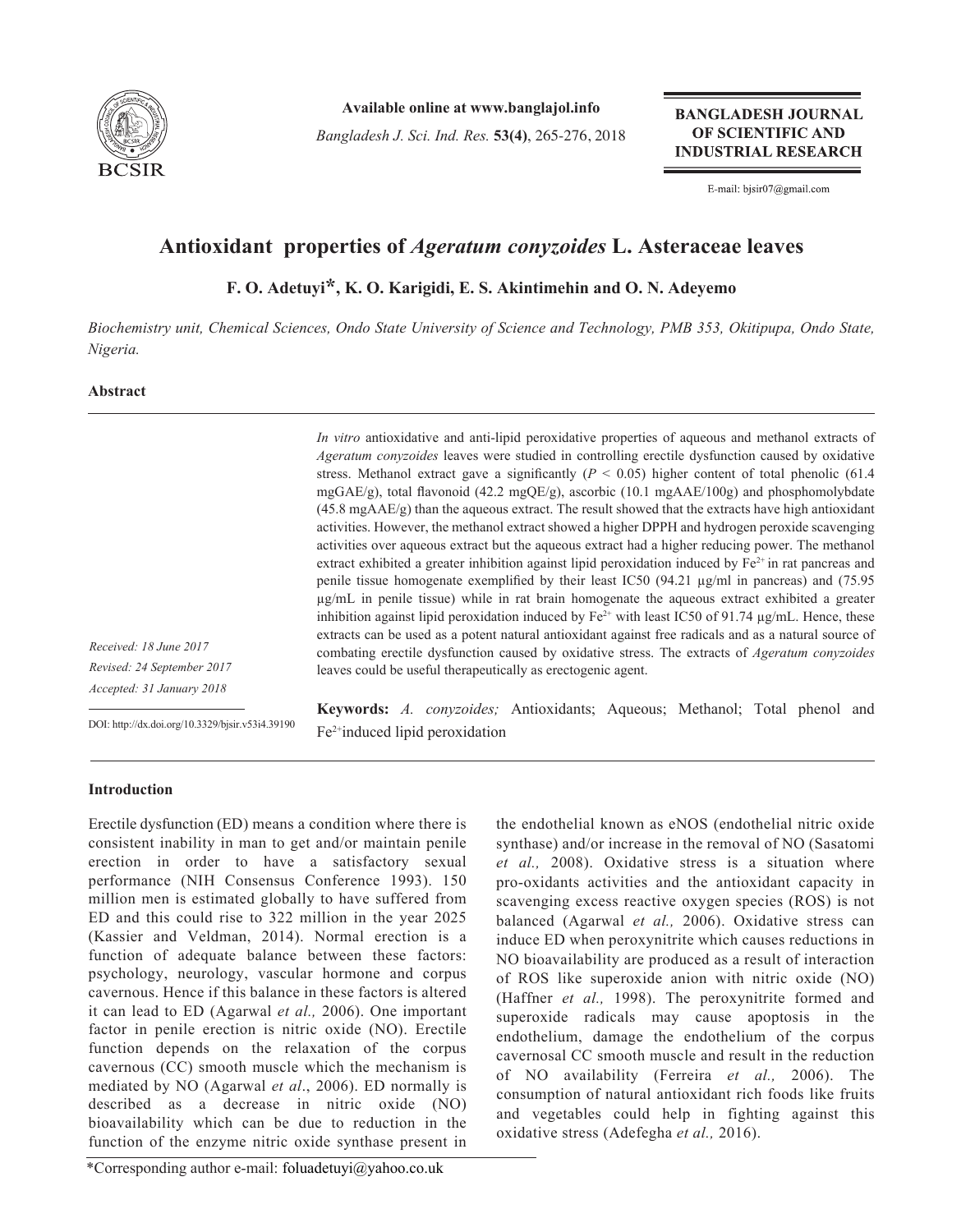Available online at www.banglajol.info

*Bangladesh J. Sci. Ind. Res.* **53(4)**, 265-276, 2018

**BANGLADESH JOURNAL OF SCIENTIFIC AND INDUSTRIAL RESEARCH**

E-mail: bjsir07@gmail.com

# Antioxidant properties of *Ageratum conyzoides* L. Asteraceae leaves

**F. O. Adetuyi*, K. O. Karigidi, E. S. Akintimehin and O. N. Adeyemo**

*Biochemistry unit, Chemical Sciences, Ondo State University of Science and Technology, PMB 353, Okitipupa, Ondo State, Nigeria.*

## Abstract

*In vitro* antioxidative and anti-lipid peroxidative properties of aqueous and methanol extracts of *Ageratum conyzoides* leaves were studied in controlling erectile dysfunction caused by oxidative stress. Methanol extract gave a significantly ($P < 0.05$) higher content of total phenolic (61.4 mgGAE/g), total flavonoid (42.2 mgQE/g), ascorbic (10.1 mgAAE/100g) and phosphomolybdate (45.8 mgAAE/g) than the aqueous extract. The result showed that the extracts have high antioxidant activities. However, the methanol extract showed a higher DPPH and hydrogen peroxide scavenging activities over aqueous extract but the aqueous extract had a higher reducing power. The methanol extract exhibited a greater inhibition against lipid peroxidation induced by $Fe^{2+}$ in rat pancreas and penile tissue homogenate exemplified by their least IC50 (94.21 µg/ml in pancreas) and (75.95 µg/mL in penile tissue) while in rat brain homogenate the aqueous extract exhibited a greater inhibition against lipid peroxidation induced by $Fe^{2+}$ with least IC50 of 91.74 µg/mL. Hence, these extracts can be used as a potent natural antioxidant against free radicals and as a natural source of combating erectile dysfunction caused by oxidative stress. The extracts of *Ageratum conyzoides* leaves could be useful therapeutically as erectogenic agent.

*Received: 18 June 2017*
*Revised: 24 September 2017*
*Accepted: 31 January 2018*

DOI: http://dx.doi.org/10.3329/bjsir.v53i4.39190

**Keywords:** *A. conyzoides;* Antioxidants; Aqueous; Methanol; Total phenol and $Fe^{2+}$induced lipid peroxidation

## Introduction

Erectile dysfunction (ED) means a condition where there is consistent inability in man to get and/or maintain penile erection in order to have a satisfactory sexual performance (NIH Consensus Conference 1993). 150 million men is estimated globally to have suffered from ED and this could rise to 322 million in the year 2025 (Kassier and Veldman, 2014). Normal erection is a function of adequate balance between these factors: psychology, neurology, vascular hormone and corpus cavernous. Hence if this balance in these factors is altered it can lead to ED (Agarwal *et al.,* 2006). One important factor in penile erection is nitric oxide (NO). Erectile function depends on the relaxation of the corpus cavernous (CC) smooth muscle which the mechanism is mediated by NO (Agarwal *et al*., 2006). ED normally is described as a decrease in nitric oxide (NO) bioavailability which can be due to reduction in the function of the enzyme nitric oxide synthase present in the endothelial known as eNOS (endothelial nitric oxide synthase) and/or increase in the removal of NO (Sasatomi *et al.,* 2008). Oxidative stress is a situation where pro-oxidants activities and the antioxidant capacity in scavenging excess reactive oxygen species (ROS) is not balanced (Agarwal *et al.,* 2006). Oxidative stress can induce ED when peroxynitrite which causes reductions in NO bioavailability are produced as a result of interaction of ROS like superoxide anion with nitric oxide (NO) (Haffner *et al.,* 1998). The peroxynitrite formed and superoxide radicals may cause apoptosis in the endothelium, damage the endothelium of the corpus cavernosal CC smooth muscle and result in the reduction of NO availability (Ferreira *et al.,* 2006). The consumption of natural antioxidant rich foods like fruits and vegetables could help in fighting against this oxidative stress (Adefegha *et al.,* 2016).

*Corresponding author e-mail: foluadetuyi@yahoo.co.uk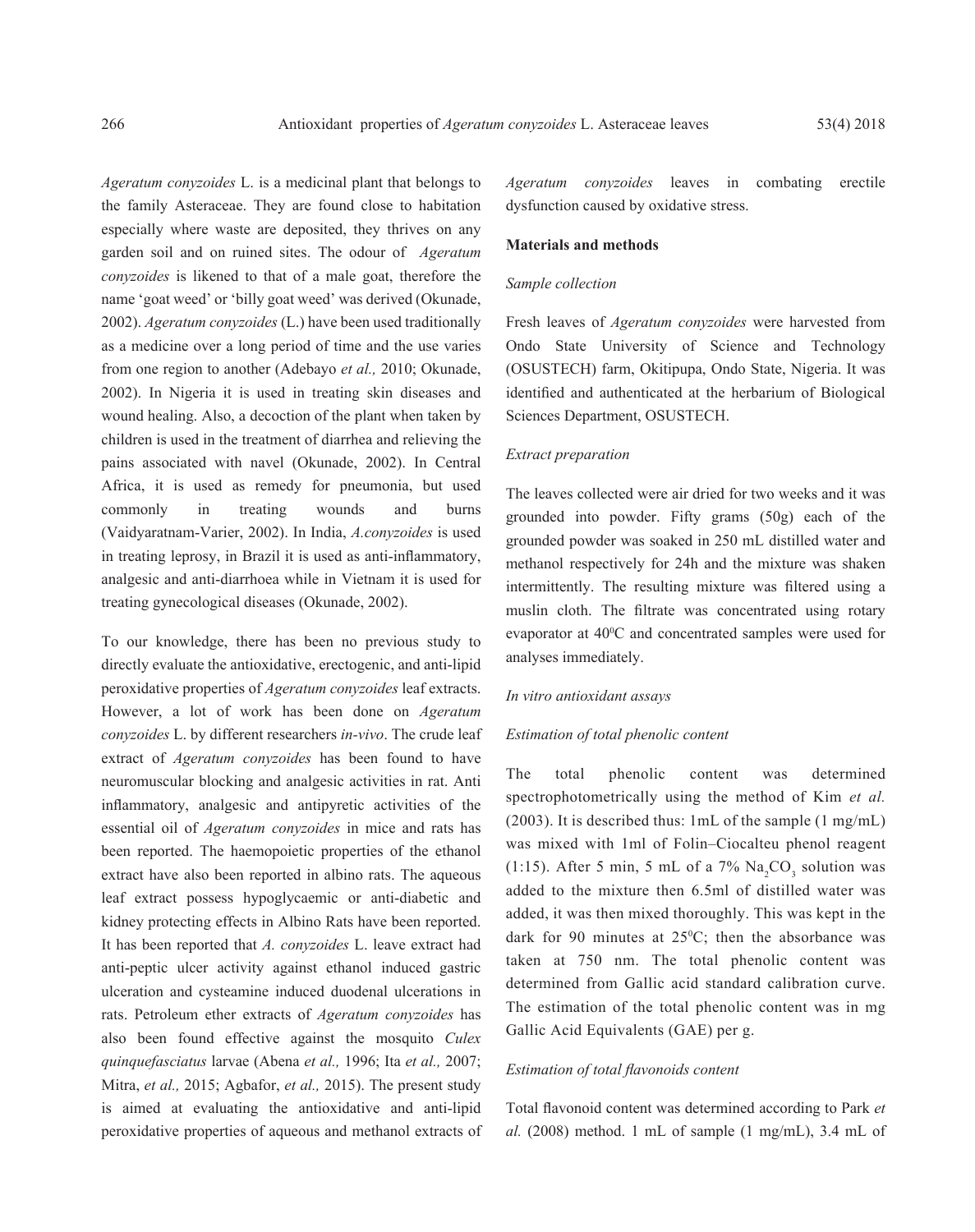*Ageratum conyzoides* L. is a medicinal plant that belongs to the family Asteraceae. They are found close to habitation especially where waste are deposited, they thrives on any garden soil and on ruined sites. The odour of *Ageratum conyzoides* is likened to that of a male goat, therefore the name 'goat weed' or 'billy goat weed' was derived (Okunade, 2002). *Ageratum conyzoides* (L.) have been used traditionally as a medicine over a long period of time and the use varies from one region to another (Adebayo *et al.,* 2010; Okunade, 2002). In Nigeria it is used in treating skin diseases and wound healing. Also, a decoction of the plant when taken by children is used in the treatment of diarrhea and relieving the pains associated with navel (Okunade, 2002). In Central Africa, it is used as remedy for pneumonia, but used commonly in treating wounds and burns (Vaidyaratnam-Varier, 2002). In India, *A.conyzoides* is used in treating leprosy, in Brazil it is used as anti-inflammatory, analgesic and anti-diarrhoea while in Vietnam it is used for treating gynecological diseases (Okunade, 2002).

To our knowledge, there has been no previous study to directly evaluate the antioxidative, erectogenic, and anti-lipid peroxidative properties of *Ageratum conyzoides* leaf extracts. However, a lot of work has been done on *Ageratum conyzoides* L. by different researchers *in-vivo*. The crude leaf extract of *Ageratum conyzoides* has been found to have neuromuscular blocking and analgesic activities in rat. Anti inflammatory, analgesic and antipyretic activities of the essential oil of *Ageratum conyzoides* in mice and rats has been reported. The haemopoietic properties of the ethanol extract have also been reported in albino rats. The aqueous leaf extract possess hypoglycaemic or anti-diabetic and kidney protecting effects in Albino Rats have been reported. It has been reported that *A. conyzoides* L. leave extract had anti-peptic ulcer activity against ethanol induced gastric ulceration and cysteamine induced duodenal ulcerations in rats. Petroleum ether extracts of *Ageratum conyzoides* has also been found effective against the mosquito *Culex quinquefasciatus* larvae (Abena *et al.,* 1996; Ita *et al.,* 2007; Mitra, *et al.,* 2015; Agbafor, *et al.,* 2015). The present study is aimed at evaluating the antioxidative and anti-lipid peroxidative properties of aqueous and methanol extracts of *Ageratum conyzoides* leaves in combating erectile dysfunction caused by oxidative stress.

## Materials and methods

### *Sample collection*

Fresh leaves of *Ageratum conyzoides* were harvested from Ondo State University of Science and Technology (OSUSTECH) farm, Okitipupa, Ondo State, Nigeria. It was identified and authenticated at the herbarium of Biological Sciences Department, OSUSTECH.

### *Extract preparation*

The leaves collected were air dried for two weeks and it was grounded into powder. Fifty grams (50g) each of the grounded powder was soaked in 250 mL distilled water and methanol respectively for 24h and the mixture was shaken intermittently. The resulting mixture was filtered using a muslin cloth. The filtrate was concentrated using rotary evaporator at 40$^0$C and concentrated samples were used for analyses immediately.

### *In vitro antioxidant assays*

### *Estimation of total phenolic content*

The total phenolic content was determined spectrophotometrically using the method of Kim *et al.* (2003). It is described thus: 1mL of the sample (1 mg/mL) was mixed with 1ml of Folin–Ciocalteu phenol reagent (1:15). After 5 min, 5 mL of a 7% $Na_2CO_3$ solution was added to the mixture then 6.5ml of distilled water was added, it was then mixed thoroughly. This was kept in the dark for 90 minutes at 25$^0$C; then the absorbance was taken at 750 nm. The total phenolic content was determined from Gallic acid standard calibration curve. The estimation of the total phenolic content was in mg Gallic Acid Equivalents (GAE) per g.

### *Estimation of total flavonoids content*

Total flavonoid content was determined according to Park *et al.* (2008) method. 1 mL of sample (1 mg/mL), 3.4 mL of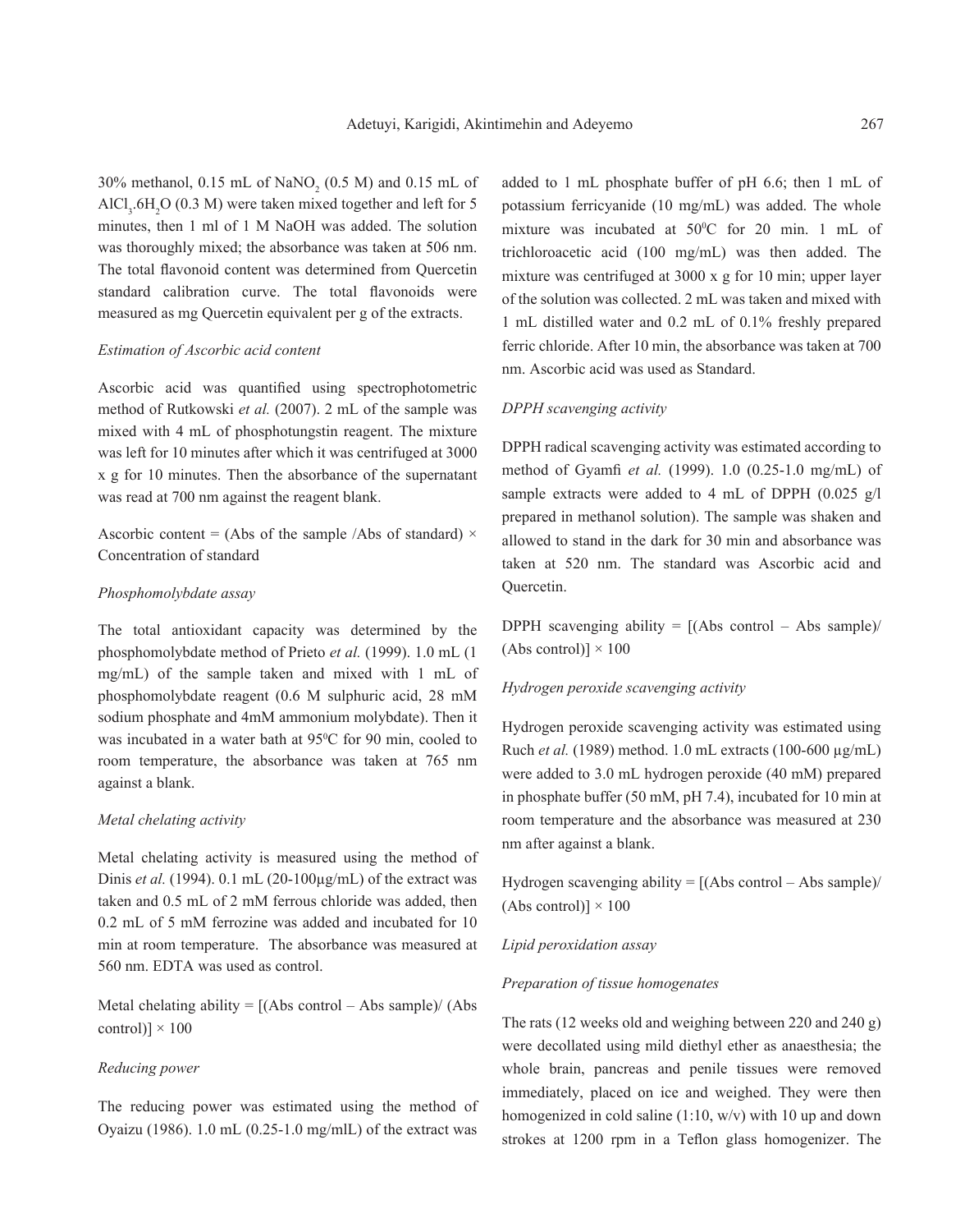30% methanol, 0.15 mL of $NaNO_2$ (0.5 M) and 0.15 mL of $AlCl_3.6H_2O$ (0.3 M) were taken mixed together and left for 5 minutes, then 1 ml of 1 M NaOH was added. The solution was thoroughly mixed; the absorbance was taken at 506 nm. The total flavonoid content was determined from Quercetin standard calibration curve. The total flavonoids were measured as mg Quercetin equivalent per g of the extracts.

*Estimation of Ascorbic acid content*

Ascorbic acid was quantified using spectrophotometric method of Rutkowski *et al.* (2007). 2 mL of the sample was mixed with 4 mL of phosphotungstin reagent. The mixture was left for 10 minutes after which it was centrifuged at 3000 x g for 10 minutes. Then the absorbance of the supernatant was read at 700 nm against the reagent blank.

Ascorbic content = (Abs of the sample /Abs of standard) × Concentration of standard

*Phosphomolybdate assay*

The total antioxidant capacity was determined by the phosphomolybdate method of Prieto *et al.* (1999). 1.0 mL (1 mg/mL) of the sample taken and mixed with 1 mL of phosphomolybdate reagent (0.6 M sulphuric acid, 28 mM sodium phosphate and 4mM ammonium molybdate). Then it was incubated in a water bath at $95^0$C for 90 min, cooled to room temperature, the absorbance was taken at 765 nm against a blank.

*Metal chelating activity*

Metal chelating activity is measured using the method of Dinis *et al.* (1994). 0.1 mL (20-100µg/mL) of the extract was taken and 0.5 mL of 2 mM ferrous chloride was added, then 0.2 mL of 5 mM ferrozine was added and incubated for 10 min at room temperature. The absorbance was measured at 560 nm. EDTA was used as control.

Metal chelating ability = [(Abs control – Abs sample)/ (Abs control)] × 100

*Reducing power*

The reducing power was estimated using the method of Oyaizu (1986). 1.0 mL (0.25-1.0 mg/mlL) of the extract was added to 1 mL phosphate buffer of pH 6.6; then 1 mL of potassium ferricyanide (10 mg/mL) was added. The whole mixture was incubated at $50^0$C for 20 min. 1 mL of trichloroacetic acid (100 mg/mL) was then added. The mixture was centrifuged at 3000 x g for 10 min; upper layer of the solution was collected. 2 mL was taken and mixed with 1 mL distilled water and 0.2 mL of 0.1% freshly prepared ferric chloride. After 10 min, the absorbance was taken at 700 nm. Ascorbic acid was used as Standard.

*DPPH scavenging activity*

DPPH radical scavenging activity was estimated according to method of Gyamfi *et al.* (1999). 1.0 (0.25-1.0 mg/mL) of sample extracts were added to 4 mL of DPPH (0.025 g/l prepared in methanol solution). The sample was shaken and allowed to stand in the dark for 30 min and absorbance was taken at 520 nm. The standard was Ascorbic acid and Quercetin.

DPPH scavenging ability = [(Abs control – Abs sample)/ (Abs control)] × 100

*Hydrogen peroxide scavenging activity*

Hydrogen peroxide scavenging activity was estimated using Ruch *et al.* (1989) method. 1.0 mL extracts (100-600 µg/mL) were added to 3.0 mL hydrogen peroxide (40 mM) prepared in phosphate buffer (50 mM, pH 7.4), incubated for 10 min at room temperature and the absorbance was measured at 230 nm after against a blank.

Hydrogen scavenging ability = [(Abs control – Abs sample)/ (Abs control)] × 100

*Lipid peroxidation assay*

*Preparation of tissue homogenates*

The rats (12 weeks old and weighing between 220 and 240 g) were decollated using mild diethyl ether as anaesthesia; the whole brain, pancreas and penile tissues were removed immediately, placed on ice and weighed. They were then homogenized in cold saline (1:10, w/v) with 10 up and down strokes at 1200 rpm in a Teflon glass homogenizer. The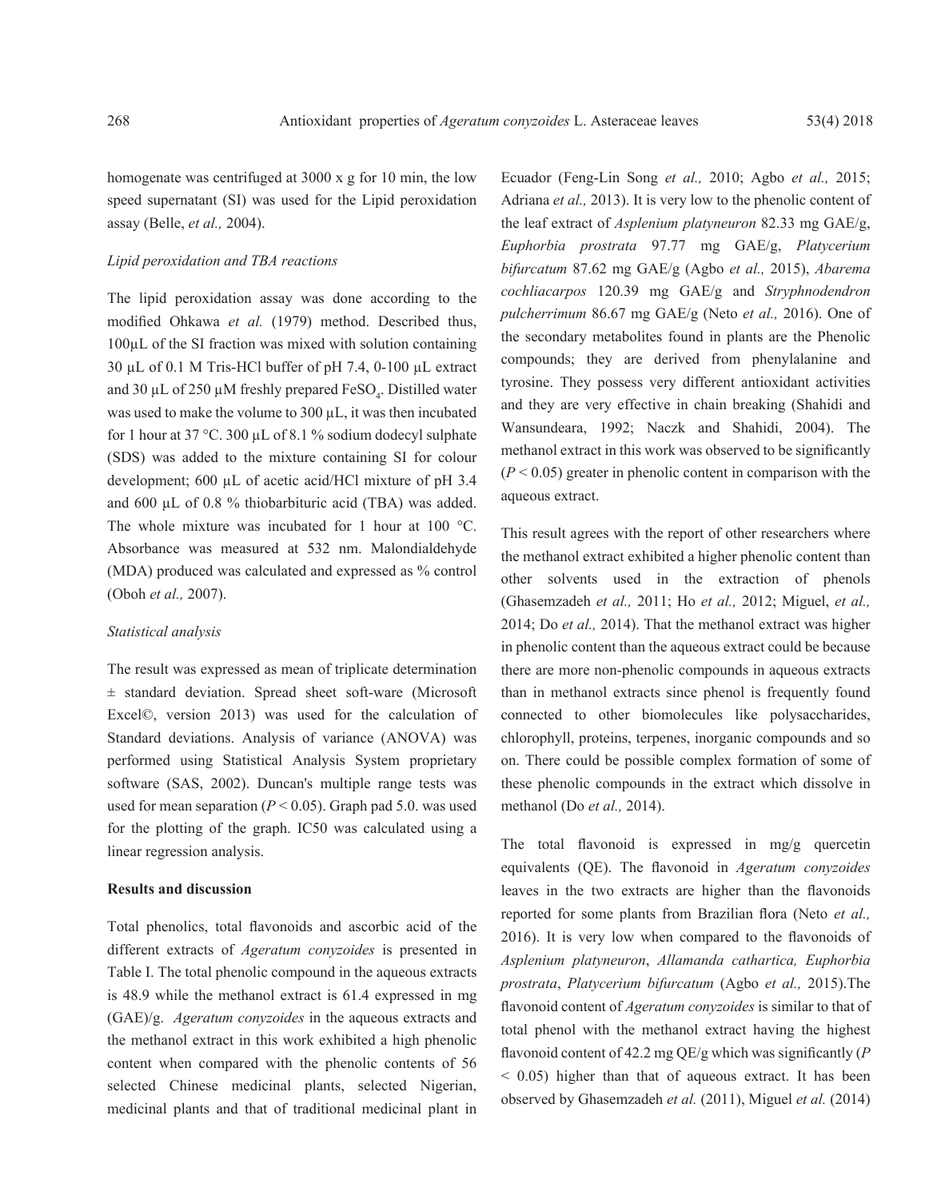homogenate was centrifuged at 3000 x g for 10 min, the low speed supernatant (SI) was used for the Lipid peroxidation assay (Belle, *et al.,* 2004).

*Lipid peroxidation and TBA reactions*

The lipid peroxidation assay was done according to the modified Ohkawa *et al.* (1979) method. Described thus, 100μL of the SI fraction was mixed with solution containing 30 μL of 0.1 M Tris-HCl buffer of pH 7.4, 0-100 μL extract and 30 μL of 250 μM freshly prepared $FeSO_4$. Distilled water was used to make the volume to 300 μL, it was then incubated for 1 hour at 37 °C. 300 μL of 8.1 % sodium dodecyl sulphate (SDS) was added to the mixture containing SI for colour development; 600 μL of acetic acid/HCl mixture of pH 3.4 and 600 μL of 0.8 % thiobarbituric acid (TBA) was added. The whole mixture was incubated for 1 hour at 100 °C. Absorbance was measured at 532 nm. Malondialdehyde (MDA) produced was calculated and expressed as % control (Oboh *et al.,* 2007).

*Statistical analysis*

The result was expressed as mean of triplicate determination ± standard deviation. Spread sheet soft-ware (Microsoft Excel©, version 2013) was used for the calculation of Standard deviations. Analysis of variance (ANOVA) was performed using Statistical Analysis System proprietary software (SAS, 2002). Duncan's multiple range tests was used for mean separation ($P < 0.05$). Graph pad 5.0. was used for the plotting of the graph. IC50 was calculated using a linear regression analysis.

**Results and discussion**

Total phenolics, total flavonoids and ascorbic acid of the different extracts of *Ageratum conyzoides* is presented in Table I. The total phenolic compound in the aqueous extracts is 48.9 while the methanol extract is 61.4 expressed in mg (GAE)/g. *Ageratum conyzoides* in the aqueous extracts and the methanol extract in this work exhibited a high phenolic content when compared with the phenolic contents of 56 selected Chinese medicinal plants, selected Nigerian, medicinal plants and that of traditional medicinal plant in Ecuador (Feng-Lin Song *et al.,* 2010; Agbo *et al.,* 2015; Adriana *et al.,* 2013). It is very low to the phenolic content of the leaf extract of *Asplenium platyneuron* 82.33 mg GAE/g, *Euphorbia prostrata* 97.77 mg GAE/g, *Platycerium bifurcatum* 87.62 mg GAE/g (Agbo *et al.,* 2015), *Abarema cochliacarpos* 120.39 mg GAE/g and *Stryphnodendron pulcherrimum* 86.67 mg GAE/g (Neto *et al.,* 2016). One of the secondary metabolites found in plants are the Phenolic compounds; they are derived from phenylalanine and tyrosine. They possess very different antioxidant activities and they are very effective in chain breaking (Shahidi and Wansundeara, 1992; Naczk and Shahidi, 2004). The methanol extract in this work was observed to be significantly ($P < 0.05$) greater in phenolic content in comparison with the aqueous extract.

This result agrees with the report of other researchers where the methanol extract exhibited a higher phenolic content than other solvents used in the extraction of phenols (Ghasemzadeh *et al.,* 2011; Ho *et al.,* 2012; Miguel, *et al.,* 2014; Do *et al.,* 2014). That the methanol extract was higher in phenolic content than the aqueous extract could be because there are more non-phenolic compounds in aqueous extracts than in methanol extracts since phenol is frequently found connected to other biomolecules like polysaccharides, chlorophyll, proteins, terpenes, inorganic compounds and so on. There could be possible complex formation of some of these phenolic compounds in the extract which dissolve in methanol (Do *et al.,* 2014).

The total flavonoid is expressed in mg/g quercetin equivalents (QE). The flavonoid in *Ageratum conyzoides* leaves in the two extracts are higher than the flavonoids reported for some plants from Brazilian flora (Neto *et al.,* 2016). It is very low when compared to the flavonoids of *Asplenium platyneuron*, *Allamanda cathartica, Euphorbia prostrata*, *Platycerium bifurcatum* (Agbo *et al.,* 2015).The flavonoid content of *Ageratum conyzoides* is similar to that of total phenol with the methanol extract having the highest flavonoid content of 42.2 mg QE/g which was significantly ($P < 0.05$) higher than that of aqueous extract. It has been observed by Ghasemzadeh *et al.* (2011), Miguel *et al.* (2014)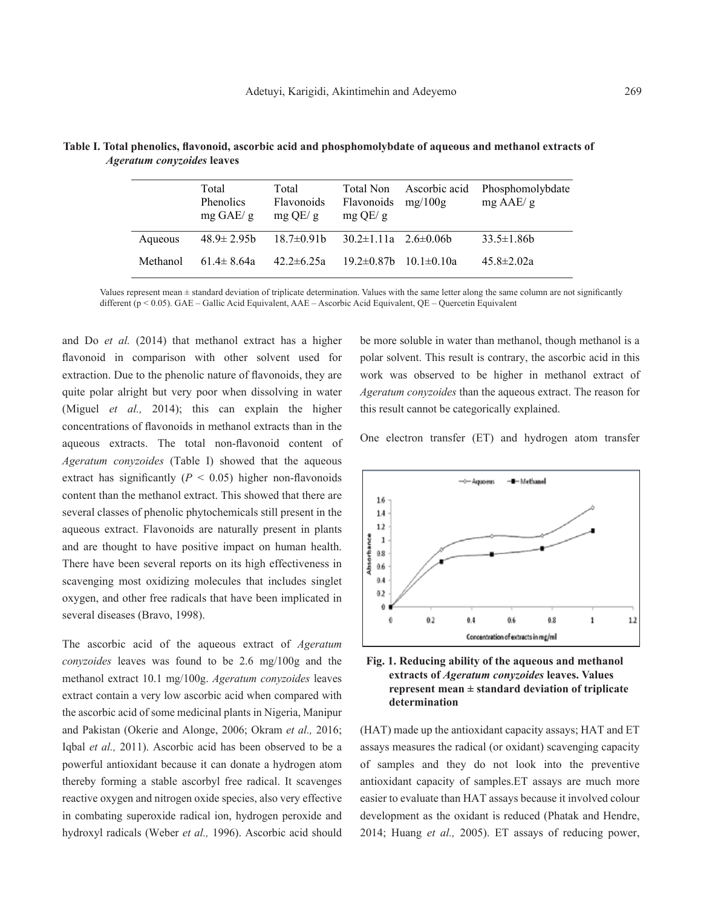**Table I. Total phenolics, flavonoid, ascorbic acid and phosphomolybdate of aqueous and methanol extracts of *Ageratum conyzoides* leaves**

| | Total Phenolics mg GAE/ g | Total Flavonoids mg QE/ g | Total Non Flavonoids mg QE/ g | Ascorbic acid mg/100g | Phosphomolybdate mg AAE/ g |
|---|---|---|---|---|---|
| Aqueous | 48.9± 2.95b | 18.7±0.91b | 30.2±1.11a | 2.6±0.06b | 33.5±1.86b |
| Methanol | 61.4± 8.64a | 42.2±6.25a | 19.2±0.87b | 10.1±0.10a | 45.8±2.02a |

Values represent mean ± standard deviation of triplicate determination. Values with the same letter along the same column are not significantly different ($p < 0.05$). GAE – Gallic Acid Equivalent, AAE – Ascorbic Acid Equivalent, QE – Quercetin Equivalent

and Do *et al.* (2014) that methanol extract has a higher flavonoid in comparison with other solvent used for extraction. Due to the phenolic nature of flavonoids, they are quite polar alright but very poor when dissolving in water (Miguel *et al.,* 2014); this can explain the higher concentrations of flavonoids in methanol extracts than in the aqueous extracts. The total non-flavonoid content of *Ageratum conyzoides* (Table I) showed that the aqueous extract has significantly ($P < 0.05$) higher non-flavonoids content than the methanol extract. This showed that there are several classes of phenolic phytochemicals still present in the aqueous extract. Flavonoids are naturally present in plants and are thought to have positive impact on human health. There have been several reports on its high effectiveness in scavenging most oxidizing molecules that includes singlet oxygen, and other free radicals that have been implicated in several diseases (Bravo, 1998).

The ascorbic acid of the aqueous extract of *Ageratum conyzoides* leaves was found to be 2.6 mg/100g and the methanol extract 10.1 mg/100g. *Ageratum conyzoides* leaves extract contain a very low ascorbic acid when compared with the ascorbic acid of some medicinal plants in Nigeria, Manipur and Pakistan (Okerie and Alonge, 2006; Okram *et al.,* 2016; Iqbal *et al.,* 2011). Ascorbic acid has been observed to be a powerful antioxidant because it can donate a hydrogen atom thereby forming a stable ascorbyl free radical. It scavenges reactive oxygen and nitrogen oxide species, also very effective in combating superoxide radical ion, hydrogen peroxide and hydroxyl radicals (Weber *et al.,* 1996). Ascorbic acid should be more soluble in water than methanol, though methanol is a polar solvent. This result is contrary, the ascorbic acid in this work was observed to be higher in methanol extract of *Ageratum conyzoides* than the aqueous extract. The reason for this result cannot be categorically explained.

One electron transfer (ET) and hydrogen atom transfer (HAT) made up the antioxidant capacity assays; HAT and ET assays measures the radical (or oxidant) scavenging capacity of samples and they do not look into the preventive antioxidant capacity of samples.ET assays are much more easier to evaluate than HAT assays because it involved colour development as the oxidant is reduced (Phatak and Hendre, 2014; Huang *et al.,* 2005). ET assays of reducing power,

**Fig. 1. Reducing ability of the aqueous and methanol extracts of *Ageratum conyzoides* leaves. Values represent mean ± standard deviation of triplicate determination**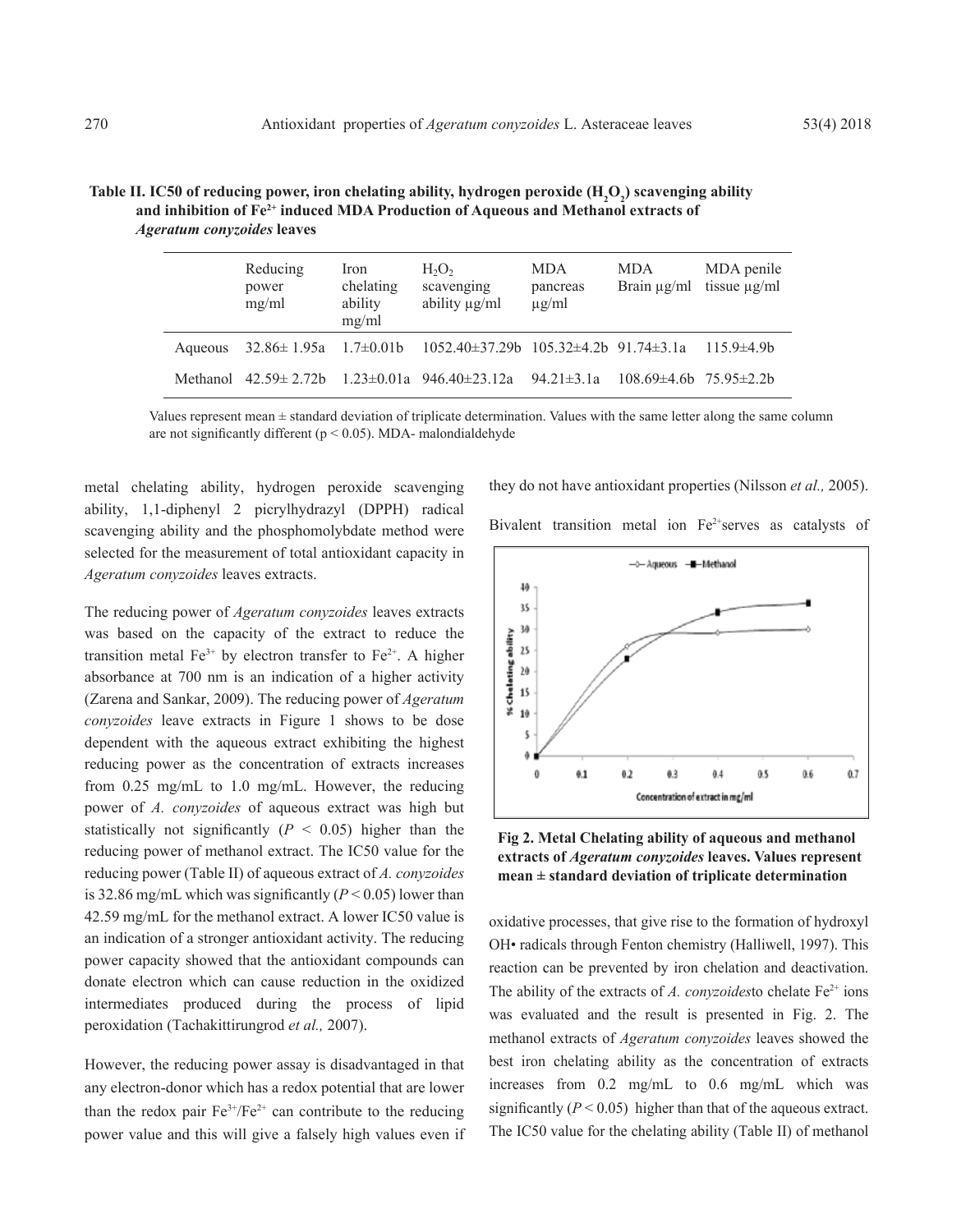**Table II. IC50 of reducing power, iron chelating ability, hydrogen peroxide ($H_2O_2$) scavenging ability and inhibition of $Fe^{2+}$ induced MDA Production of Aqueous and Methanol extracts of *Ageratum conyzoides* leaves**

| | Reducing power mg/ml | Iron chelating ability mg/ml | $H_2O_2$ scavenging ability µg/ml | MDA pancreas µg/ml | MDA Brain µg/ml | MDA penile tissue µg/ml |
|---|---|---|---|---|---|---|
| Aqueous | 32.86± 1.95a | 1.7±0.01b | 1052.40±37.29b | 105.32±4.2b | 91.74±3.1a | 115.9±4.9b |
| Methanol | 42.59± 2.72b | 1.23±0.01a | 946.40±23.12a | 94.21±3.1a | 108.69±4.6b | 75.95±2.2b |

Values represent mean ± standard deviation of triplicate determination. Values with the same letter along the same column are not significantly different (p < 0.05). MDA- malondialdehyde

metal chelating ability, hydrogen peroxide scavenging ability, 1,1-diphenyl 2 picrylhydrazyl (DPPH) radical scavenging ability and the phosphomolybdate method were selected for the measurement of total antioxidant capacity in *Ageratum conyzoides* leaves extracts.

The reducing power of *Ageratum conyzoides* leaves extracts was based on the capacity of the extract to reduce the transition metal $Fe^{3+}$ by electron transfer to $Fe^{2+}$. A higher absorbance at 700 nm is an indication of a higher activity (Zarena and Sankar, 2009). The reducing power of *Ageratum conyzoides* leave extracts in Figure 1 shows to be dose dependent with the aqueous extract exhibiting the highest reducing power as the concentration of extracts increases from 0.25 mg/mL to 1.0 mg/mL. However, the reducing power of *A. conyzoides* of aqueous extract was high but statistically not significantly ($P < 0.05$) higher than the reducing power of methanol extract. The IC50 value for the reducing power (Table II) of aqueous extract of *A. conyzoides* is 32.86 mg/mL which was significantly ($P < 0.05$) lower than 42.59 mg/mL for the methanol extract. A lower IC50 value is an indication of a stronger antioxidant activity. The reducing power capacity showed that the antioxidant compounds can donate electron which can cause reduction in the oxidized intermediates produced during the process of lipid peroxidation (Tachakittirungrod *et al.,* 2007).

However, the reducing power assay is disadvantaged in that any electron-donor which has a redox potential that are lower than the redox pair $Fe^{3+}/Fe^{2+}$ can contribute to the reducing power value and this will give a falsely high values even if they do not have antioxidant properties (Nilsson *et al.,* 2005).

Bivalent transition metal ion $Fe^{2+}$serves as catalysts of oxidative processes, that give rise to the formation of hydroxyl OH• radicals through Fenton chemistry (Halliwell, 1997). This reaction can be prevented by iron chelation and deactivation. The ability of the extracts of *A. conyzoides*to chelate $Fe^{2+}$ ions was evaluated and the result is presented in Fig. 2. The methanol extracts of *Ageratum conyzoides* leaves showed the best iron chelating ability as the concentration of extracts increases from 0.2 mg/mL to 0.6 mg/mL which was significantly ($P < 0.05$) higher than that of the aqueous extract. The IC50 value for the chelating ability (Table II) of methanol

**Fig 2. Metal Chelating ability of aqueous and methanol extracts of *Ageratum conyzoides* leaves. Values represent mean ± standard deviation of triplicate determination**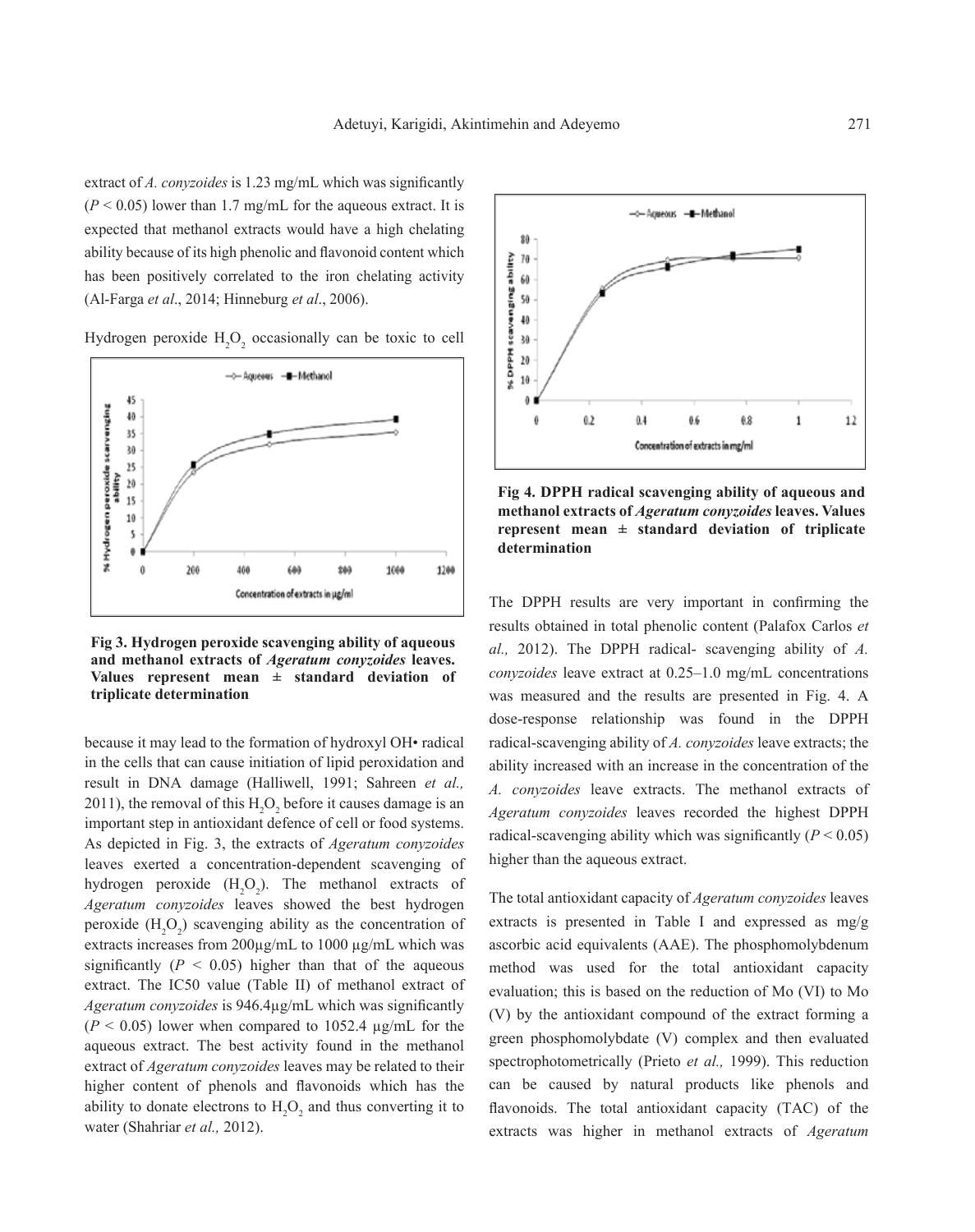extract of *A. conyzoides* is 1.23 mg/mL which was significantly ($P < 0.05$) lower than 1.7 mg/mL for the aqueous extract. It is expected that methanol extracts would have a high chelating ability because of its high phenolic and flavonoid content which has been positively correlated to the iron chelating activity (Al-Farga *et al*., 2014; Hinneburg *et al*., 2006).

Hydrogen peroxide $H_2O_2$ occasionally can be toxic to cell because it may lead to the formation of hydroxyl OH• radical in the cells that can cause initiation of lipid peroxidation and result in DNA damage (Halliwell, 1991; Sahreen *et al.,* 2011), the removal of this $H_2O_2$ before it causes damage is an important step in antioxidant defence of cell or food systems. As depicted in Fig. 3, the extracts of *Ageratum conyzoides* leaves exerted a concentration-dependent scavenging of hydrogen peroxide ($H_2O_2$). The methanol extracts of *Ageratum conyzoides* leaves showed the best hydrogen peroxide ($H_2O_2$) scavenging ability as the concentration of extracts increases from 200µg/mL to 1000 µg/mL which was significantly ($P < 0.05$) higher than that of the aqueous extract. The IC50 value (Table II) of methanol extract of *Ageratum conyzoides* is 946.4µg/mL which was significantly ($P < 0.05$) lower when compared to 1052.4 µg/mL for the aqueous extract. The best activity found in the methanol extract of *Ageratum conyzoides* leaves may be related to their higher content of phenols and flavonoids which has the ability to donate electrons to $H_2O_2$ and thus converting it to water (Shahriar *et al.,* 2012).

**Fig 3. Hydrogen peroxide scavenging ability of aqueous and methanol extracts of *Ageratum conyzoides* leaves. Values represent mean ± standard deviation of triplicate determination**

**Fig 4. DPPH radical scavenging ability of aqueous and methanol extracts of *Ageratum conyzoides* leaves. Values represent mean ± standard deviation of triplicate determination**

The DPPH results are very important in confirming the results obtained in total phenolic content (Palafox Carlos *et al.,* 2012). The DPPH radical- scavenging ability of *A. conyzoides* leave extract at 0.25–1.0 mg/mL concentrations was measured and the results are presented in Fig. 4. A dose-response relationship was found in the DPPH radical-scavenging ability of *A. conyzoides* leave extracts; the ability increased with an increase in the concentration of the *A. conyzoides* leave extracts. The methanol extracts of *Ageratum conyzoides* leaves recorded the highest DPPH radical-scavenging ability which was significantly ($P < 0.05$) higher than the aqueous extract.

The total antioxidant capacity of *Ageratum conyzoides* leaves extracts is presented in Table I and expressed as mg/g ascorbic acid equivalents (AAE). The phosphomolybdenum method was used for the total antioxidant capacity evaluation; this is based on the reduction of Mo (VI) to Mo (V) by the antioxidant compound of the extract forming a green phosphomolybdate (V) complex and then evaluated spectrophotometrically (Prieto *et al.,* 1999). This reduction can be caused by natural products like phenols and flavonoids. The total antioxidant capacity (TAC) of the extracts was higher in methanol extracts of *Ageratum*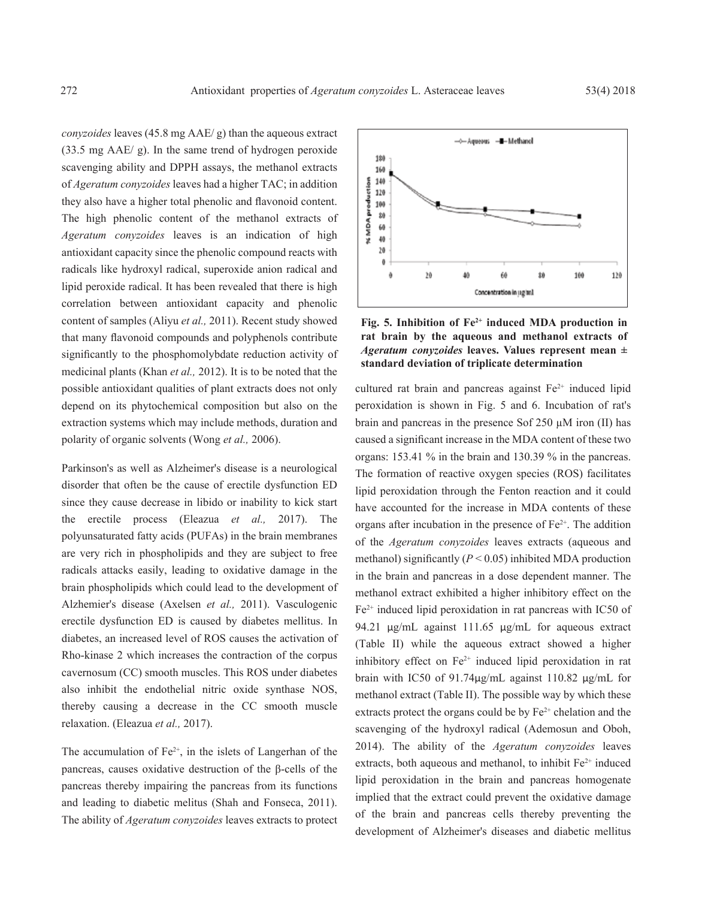*conyzoides* leaves (45.8 mg AAE/ g) than the aqueous extract (33.5 mg AAE/ g). In the same trend of hydrogen peroxide scavenging ability and DPPH assays, the methanol extracts of *Ageratum conyzoides* leaves had a higher TAC; in addition they also have a higher total phenolic and flavonoid content. The high phenolic content of the methanol extracts of *Ageratum conyzoides* leaves is an indication of high antioxidant capacity since the phenolic compound reacts with radicals like hydroxyl radical, superoxide anion radical and lipid peroxide radical. It has been revealed that there is high correlation between antioxidant capacity and phenolic content of samples (Aliyu *et al.,* 2011). Recent study showed that many flavonoid compounds and polyphenols contribute significantly to the phosphomolybdate reduction activity of medicinal plants (Khan *et al.,* 2012). It is to be noted that the possible antioxidant qualities of plant extracts does not only depend on its phytochemical composition but also on the extraction systems which may include methods, duration and polarity of organic solvents (Wong *et al.,* 2006).

Parkinson's as well as Alzheimer's disease is a neurological disorder that often be the cause of erectile dysfunction ED since they cause decrease in libido or inability to kick start the erectile process (Eleazua *et al.,* 2017). The polyunsaturated fatty acids (PUFAs) in the brain membranes are very rich in phospholipids and they are subject to free radicals attacks easily, leading to oxidative damage in the brain phospholipids which could lead to the development of Alzhemier's disease (Axelsen *et al.,* 2011). Vasculogenic erectile dysfunction ED is caused by diabetes mellitus. In diabetes, an increased level of ROS causes the activation of Rho-kinase 2 which increases the contraction of the corpus cavernosum (CC) smooth muscles. This ROS under diabetes also inhibit the endothelial nitric oxide synthase NOS, thereby causing a decrease in the CC smooth muscle relaxation. (Eleazua *et al.,* 2017).

The accumulation of $Fe^{2+}$, in the islets of Langerhan of the pancreas, causes oxidative destruction of the β-cells of the pancreas thereby impairing the pancreas from its functions and leading to diabetic melitus (Shah and Fonseca, 2011). The ability of *Ageratum conyzoides* leaves extracts to protect

**Fig. 5. Inhibition of $Fe^{2+}$ induced MDA production in rat brain by the aqueous and methanol extracts of *Ageratum conyzoides* leaves. Values represent mean ± standard deviation of triplicate determination**

cultured rat brain and pancreas against $Fe^{2+}$ induced lipid peroxidation is shown in Fig. 5 and 6. Incubation of rat's brain and pancreas in the presence Sof 250 µM iron (II) has caused a significant increase in the MDA content of these two organs: 153.41 % in the brain and 130.39 % in the pancreas. The formation of reactive oxygen species (ROS) facilitates lipid peroxidation through the Fenton reaction and it could have accounted for the increase in MDA contents of these organs after incubation in the presence of $Fe^{2+}$. The addition of the *Ageratum conyzoides* leaves extracts (aqueous and methanol) significantly ($P < 0.05$) inhibited MDA production in the brain and pancreas in a dose dependent manner. The methanol extract exhibited a higher inhibitory effect on the $Fe^{2+}$ induced lipid peroxidation in rat pancreas with IC50 of 94.21 µg/mL against 111.65 µg/mL for aqueous extract (Table II) while the aqueous extract showed a higher inhibitory effect on $Fe^{2+}$ induced lipid peroxidation in rat brain with IC50 of 91.74µg/mL against 110.82 µg/mL for methanol extract (Table II). The possible way by which these extracts protect the organs could be by $Fe^{2+}$ chelation and the scavenging of the hydroxyl radical (Ademosun and Oboh, 2014). The ability of the *Ageratum conyzoides* leaves extracts, both aqueous and methanol, to inhibit $Fe^{2+}$ induced lipid peroxidation in the brain and pancreas homogenate implied that the extract could prevent the oxidative damage of the brain and pancreas cells thereby preventing the development of Alzheimer's diseases and diabetic mellitus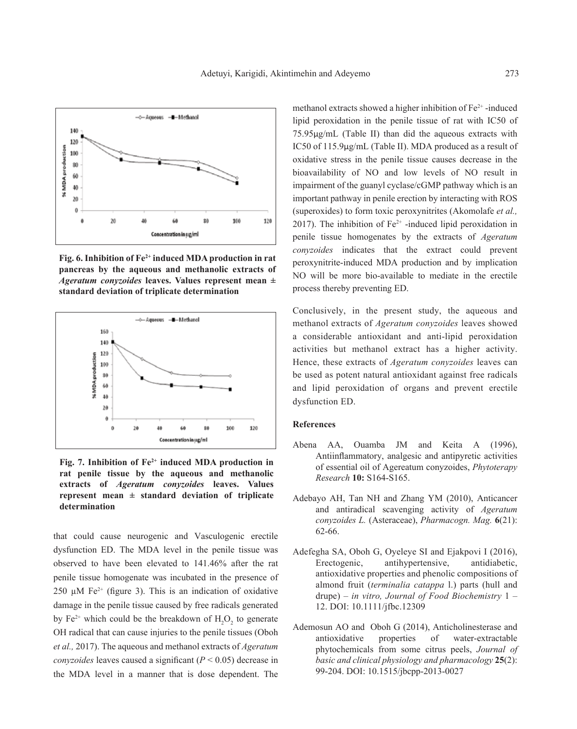Fig. 6. Inhibition of $Fe^{2+}$ induced MDA production in rat pancreas by the aqueous and methanolic extracts of *Ageratum conyzoides* leaves. Values represent mean ± standard deviation of triplicate determination

Fig. 7. Inhibition of $Fe^{2+}$ induced MDA production in rat penile tissue by the aqueous and methanolic extracts of *Ageratum conyzoides* leaves. Values represent mean ± standard deviation of triplicate determination

that could cause neurogenic and Vasculogenic erectile dysfunction ED. The MDA level in the penile tissue was observed to have been elevated to 141.46% after the rat penile tissue homogenate was incubated in the presence of 250 µM $Fe^{2+}$ (figure 3). This is an indication of oxidative damage in the penile tissue caused by free radicals generated by $Fe^{2+}$ which could be the breakdown of $H_2O_2$ to generate OH radical that can cause injuries to the penile tissues (Oboh *et al.,* 2017). The aqueous and methanol extracts of *Ageratum conyzoides* leaves caused a significant ($P < 0.05$) decrease in the MDA level in a manner that is dose dependent. The methanol extracts showed a higher inhibition of $Fe^{2+}$ -induced lipid peroxidation in the penile tissue of rat with IC50 of 75.95µg/mL (Table II) than did the aqueous extracts with IC50 of 115.9µg/mL (Table II). MDA produced as a result of oxidative stress in the penile tissue causes decrease in the bioavailability of NO and low levels of NO result in impairment of the guanyl cyclase/cGMP pathway which is an important pathway in penile erection by interacting with ROS (superoxides) to form toxic peroxynitrites (Akomolafe *et al.,* 2017). The inhibition of $Fe^{2+}$ -induced lipid peroxidation in penile tissue homogenates by the extracts of *Ageratum conyzoides* indicates that the extract could prevent peroxynitrite-induced MDA production and by implication NO will be more bio-available to mediate in the erectile process thereby preventing ED.

Conclusively, in the present study, the aqueous and methanol extracts of *Ageratum conyzoides* leaves showed a considerable antioxidant and anti-lipid peroxidation activities but methanol extract has a higher activity. Hence, these extracts of *Ageratum conyzoides* leaves can be used as potent natural antioxidant against free radicals and lipid peroxidation of organs and prevent erectile dysfunction ED.

## References

Abena AA, Ouamba JM and Keita A (1996), Antiinflammatory, analgesic and antipyretic activities of essential oil of Agereatum conyzoides, *Phytoterapy Research* **10:** S164-S165.

Adebayo AH, Tan NH and Zhang YM (2010), Anticancer and antiradical scavenging activity of *Ageratum conyzoides L.* (Asteraceae), *Pharmacogn. Mag.* **6**(21): 62-66.

Adefegha SA, Oboh G, Oyeleye SI and Ejakpovi I (2016), Erectogenic, antihypertensive, antidiabetic, antioxidative properties and phenolic compositions of almond fruit (*terminalia catappa* l.) parts (hull and drupe) – *in vitro, Journal of Food Biochemistry* 1 – 12. DOI: 10.1111/jfbc.12309

Ademosun AO and Oboh G (2014), Anticholinesterase and antioxidative properties of water-extractable phytochemicals from some citrus peels, *Journal of basic and clinical physiology and pharmacology* **25**(2): 99-204. DOI: 10.1515/jbcpp-2013-0027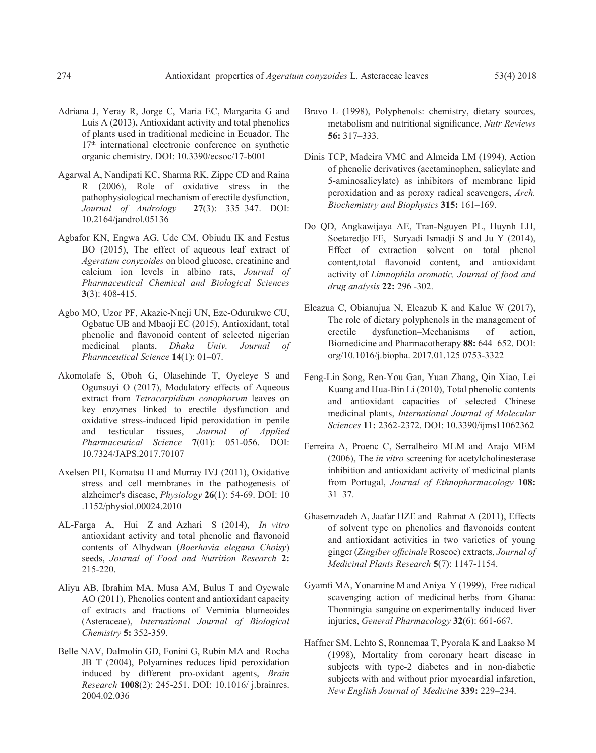Adriana J, Yeray R, Jorge C, Maria EC, Margarita G and Luis A (2013), Antioxidant activity and total phenolics of plants used in traditional medicine in Ecuador, The 17th international electronic conference on synthetic organic chemistry. DOI: 10.3390/ecsoc/17-b001

Agarwal A, Nandipati KC, Sharma RK, Zippe CD and Raina R (2006), Role of oxidative stress in the pathophysiological mechanism of erectile dysfunction, *Journal of Andrology* **27**(3): 335–347. DOI: 10.2164/jandrol.05136

Agbafor KN, Engwa AG, Ude CM, Obiudu IK and Festus BO (2015), The effect of aqueous leaf extract of *Ageratum conyzoides* on blood glucose, creatinine and calcium ion levels in albino rats, *Journal of Pharmaceutical Chemical and Biological Sciences* **3**(3): 408-415.

Agbo MO, Uzor PF, Akazie-Nneji UN, Eze-Odurukwe CU, Ogbatue UB and Mbaoji EC (2015), Antioxidant, total phenolic and flavonoid content of selected nigerian medicinal plants, *Dhaka Univ. Journal of Pharmceutical Science* **14**(1): 01–07.

Akomolafe S, Oboh G, Olasehinde T, Oyeleye S and Ogunsuyi O (2017), Modulatory effects of Aqueous extract from *Tetracarpidium conophorum* leaves on key enzymes linked to erectile dysfunction and oxidative stress-induced lipid peroxidation in penile and testicular tissues, *Journal of Applied Pharmaceutical Science* **7**(01): 051-056. DOI: 10.7324/JAPS.2017.70107

Axelsen PH, Komatsu H and Murray IVJ (2011), Oxidative stress and cell membranes in the pathogenesis of alzheimer's disease, *Physiology* **26**(1): 54-69. DOI: 10 .1152/physiol.00024.2010

AL-Farga A, Hui Z and Azhari S (2014), *In vitro* antioxidant activity and total phenolic and flavonoid contents of Alhydwan (*Boerhavia elegana Choisy*) seeds, *Journal of Food and Nutrition Research* **2:** 215-220.

Aliyu AB, Ibrahim MA, Musa AM, Bulus T and Oyewale AO (2011), Phenolics content and antioxidant capacity of extracts and fractions of Verninia blumeoides (Asteraceae), *International Journal of Biological Chemistry* **5:** 352-359.

Belle NAV, Dalmolin GD, Fonini G, Rubin MA and Rocha JB T (2004), Polyamines reduces lipid peroxidation induced by different pro-oxidant agents, *Brain Research* **1008**(2): 245-251. DOI: 10.1016/ j.brainres. 2004.02.036

Bravo L (1998), Polyphenols: chemistry, dietary sources, metabolism and nutritional significance, *Nutr Reviews* **56:** 317–333.

Dinis TCP, Madeira VMC and Almeida LM (1994), Action of phenolic derivatives (acetaminophen, salicylate and 5-aminosalicylate) as inhibitors of membrane lipid peroxidation and as peroxy radical scavengers, *Arch. Biochemistry and Biophysics* **315:** 161–169.

Do QD, Angkawijaya AE, Tran-Nguyen PL, Huynh LH, Soetaredjo FE, Suryadi Ismadji S and Ju Y (2014), Effect of extraction solvent on total phenol content,total flavonoid content, and antioxidant activity of *Limnophila aromatic, Journal of food and drug analysis* **22:** 296 -302.

Eleazua C, Obianujua N, Eleazub K and Kaluc W (2017), The role of dietary polyphenols in the management of erectile dysfunction–Mechanisms of action, Biomedicine and Pharmacotherapy **88:** 644–652. DOI: org/10.1016/j.biopha. 2017.01.125 0753-3322

Feng-Lin Song, Ren-You Gan, Yuan Zhang, Qin Xiao, Lei Kuang and Hua-Bin Li (2010), Total phenolic contents and antioxidant capacities of selected Chinese medicinal plants, *International Journal of Molecular Sciences* **11:** 2362-2372. DOI: 10.3390/ijms11062362

Ferreira A, Proenc C, Serralheiro MLM and Arajo MEM (2006), The *in vitro* screening for acetylcholinesterase inhibition and antioxidant activity of medicinal plants from Portugal, *Journal of Ethnopharmacology* **108:** 31–37.

Ghasemzadeh A, Jaafar HZE and Rahmat A (2011), Effects of solvent type on phenolics and flavonoids content and antioxidant activities in two varieties of young ginger (*Zingiber officinale* Roscoe) extracts, *Journal of Medicinal Plants Research* **5**(7): 1147-1154.

Gyamfi MA, Yonamine M and Aniya Y (1999), Free radical scavenging action of medicinal herbs from Ghana: Thonningia sanguine on experimentally induced liver injuries, *General Pharmacology* **32**(6): 661-667.

Haffner SM, Lehto S, Ronnemaa T, Pyorala K and Laakso M (1998), Mortality from coronary heart disease in subjects with type-2 diabetes and in non-diabetic subjects with and without prior myocardial infarction, *New English Journal of Medicine* **339:** 229–234.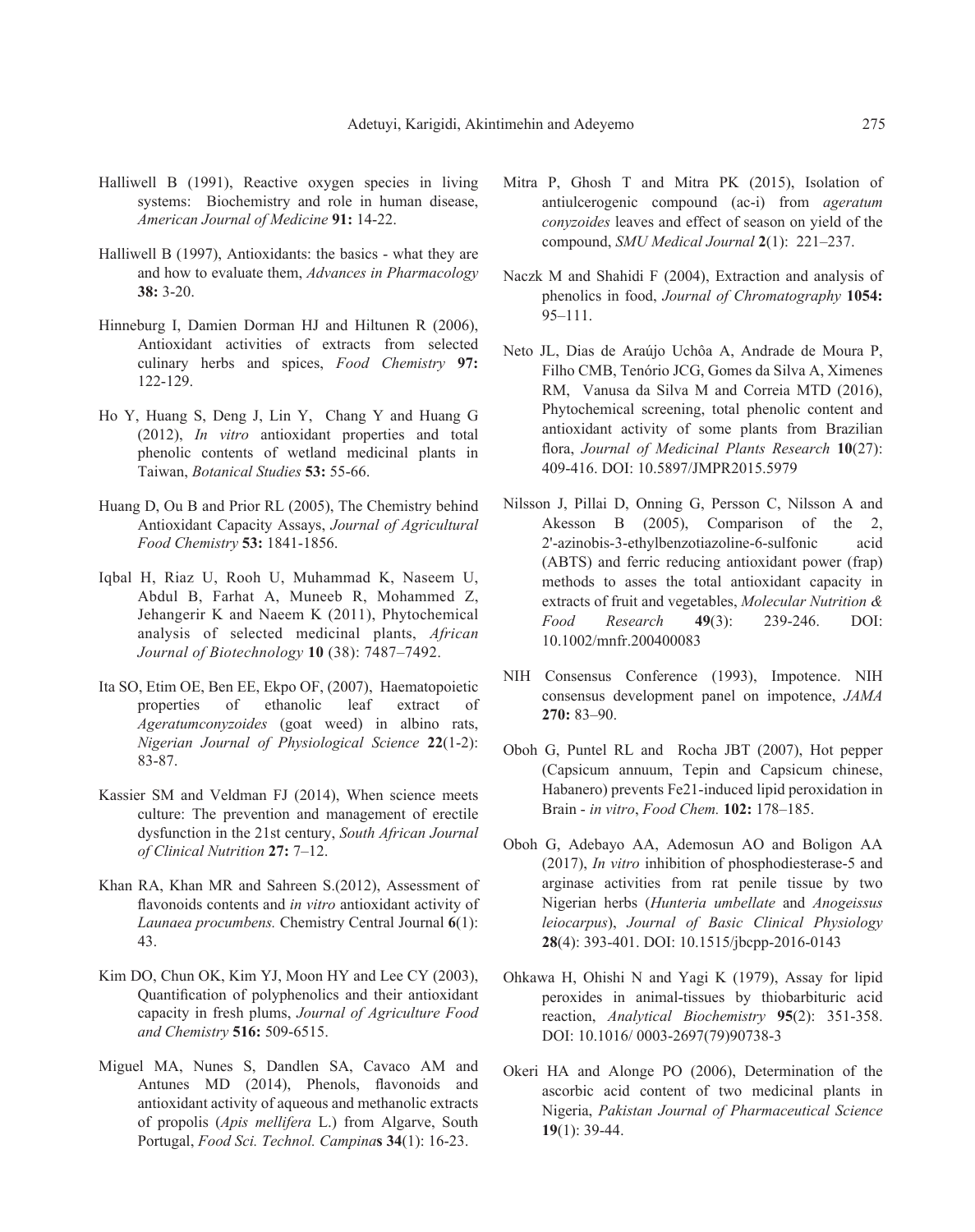Halliwell B (1991), Reactive oxygen species in living systems: Biochemistry and role in human disease, *American Journal of Medicine* **91:** 14-22.

Halliwell B (1997), Antioxidants: the basics - what they are and how to evaluate them, *Advances in Pharmacology* **38:** 3-20.

Hinneburg I, Damien Dorman HJ and Hiltunen R (2006), Antioxidant activities of extracts from selected culinary herbs and spices, *Food Chemistry* **97:** 122-129.

Ho Y, Huang S, Deng J, Lin Y, Chang Y and Huang G (2012), *In vitro* antioxidant properties and total phenolic contents of wetland medicinal plants in Taiwan, *Botanical Studies* **53:** 55-66.

Huang D, Ou B and Prior RL (2005), The Chemistry behind Antioxidant Capacity Assays, *Journal of Agricultural Food Chemistry* **53:** 1841-1856.

Iqbal H, Riaz U, Rooh U, Muhammad K, Naseem U, Abdul B, Farhat A, Muneeb R, Mohammed Z, Jehangerir K and Naeem K (2011), Phytochemical analysis of selected medicinal plants, *African Journal of Biotechnology* **10** (38): 7487–7492.

Ita SO, Etim OE, Ben EE, Ekpo OF, (2007), Haematopoietic properties of ethanolic leaf extract of *Ageratumconyzoides* (goat weed) in albino rats, *Nigerian Journal of Physiological Science* **22**(1-2): 83-87.

Kassier SM and Veldman FJ (2014), When science meets culture: The prevention and management of erectile dysfunction in the 21st century, *South African Journal of Clinical Nutrition* **27:** 7–12.

Khan RA, Khan MR and Sahreen S.(2012), Assessment of flavonoids contents and *in vitro* antioxidant activity of *Launaea procumbens.* Chemistry Central Journal **6**(1): 43.

Kim DO, Chun OK, Kim YJ, Moon HY and Lee CY (2003), Quantification of polyphenolics and their antioxidant capacity in fresh plums, *Journal of Agriculture Food and Chemistry* **516:** 509-6515.

Miguel MA, Nunes S, Dandlen SA, Cavaco AM and Antunes MD (2014), Phenols, flavonoids and antioxidant activity of aqueous and methanolic extracts of propolis (*Apis mellifera* L.) from Algarve, South Portugal, *Food Sci. Technol. Campina***s** **34**(1): 16-23.

Mitra P, Ghosh T and Mitra PK (2015), Isolation of antiulcerogenic compound (ac-i) from *ageratum conyzoides* leaves and effect of season on yield of the compound, *SMU Medical Journal* **2**(1): 221–237.

Naczk M and Shahidi F (2004), Extraction and analysis of phenolics in food, *Journal of Chromatography* **1054:** 95–111.

Neto JL, Dias de Araújo Uchôa A, Andrade de Moura P, Filho CMB, Tenório JCG, Gomes da Silva A, Ximenes RM, Vanusa da Silva M and Correia MTD (2016), Phytochemical screening, total phenolic content and antioxidant activity of some plants from Brazilian flora, *Journal of Medicinal Plants Research* **10**(27): 409-416. DOI: 10.5897/JMPR2015.5979

Nilsson J, Pillai D, Onning G, Persson C, Nilsson A and Akesson B (2005), Comparison of the 2, 2'-azinobis-3-ethylbenzotiazoline-6-sulfonic acid (ABTS) and ferric reducing antioxidant power (frap) methods to asses the total antioxidant capacity in extracts of fruit and vegetables, *Molecular Nutrition & Food Research* **49**(3): 239-246. DOI: 10.1002/mnfr.200400083

NIH Consensus Conference (1993), Impotence. NIH consensus development panel on impotence, *JAMA* **270:** 83–90.

Oboh G, Puntel RL and Rocha JBT (2007), Hot pepper (Capsicum annuum, Tepin and Capsicum chinese, Habanero) prevents Fe21-induced lipid peroxidation in Brain - *in vitro*, *Food Chem.* **102:** 178–185.

Oboh G, Adebayo AA, Ademosun AO and Boligon AA (2017), *In vitro* inhibition of phosphodiesterase-5 and arginase activities from rat penile tissue by two Nigerian herbs (*Hunteria umbellate* and *Anogeissus leiocarpus*), *Journal of Basic Clinical Physiology* **28**(4): 393-401. DOI: 10.1515/jbcpp-2016-0143

Ohkawa H, Ohishi N and Yagi K (1979), Assay for lipid peroxides in animal-tissues by thiobarbituric acid reaction, *Analytical Biochemistry* **95**(2): 351-358. DOI: 10.1016/ 0003-2697(79)90738-3

Okeri HA and Alonge PO (2006), Determination of the ascorbic acid content of two medicinal plants in Nigeria, *Pakistan Journal of Pharmaceutical Science* **19**(1): 39-44.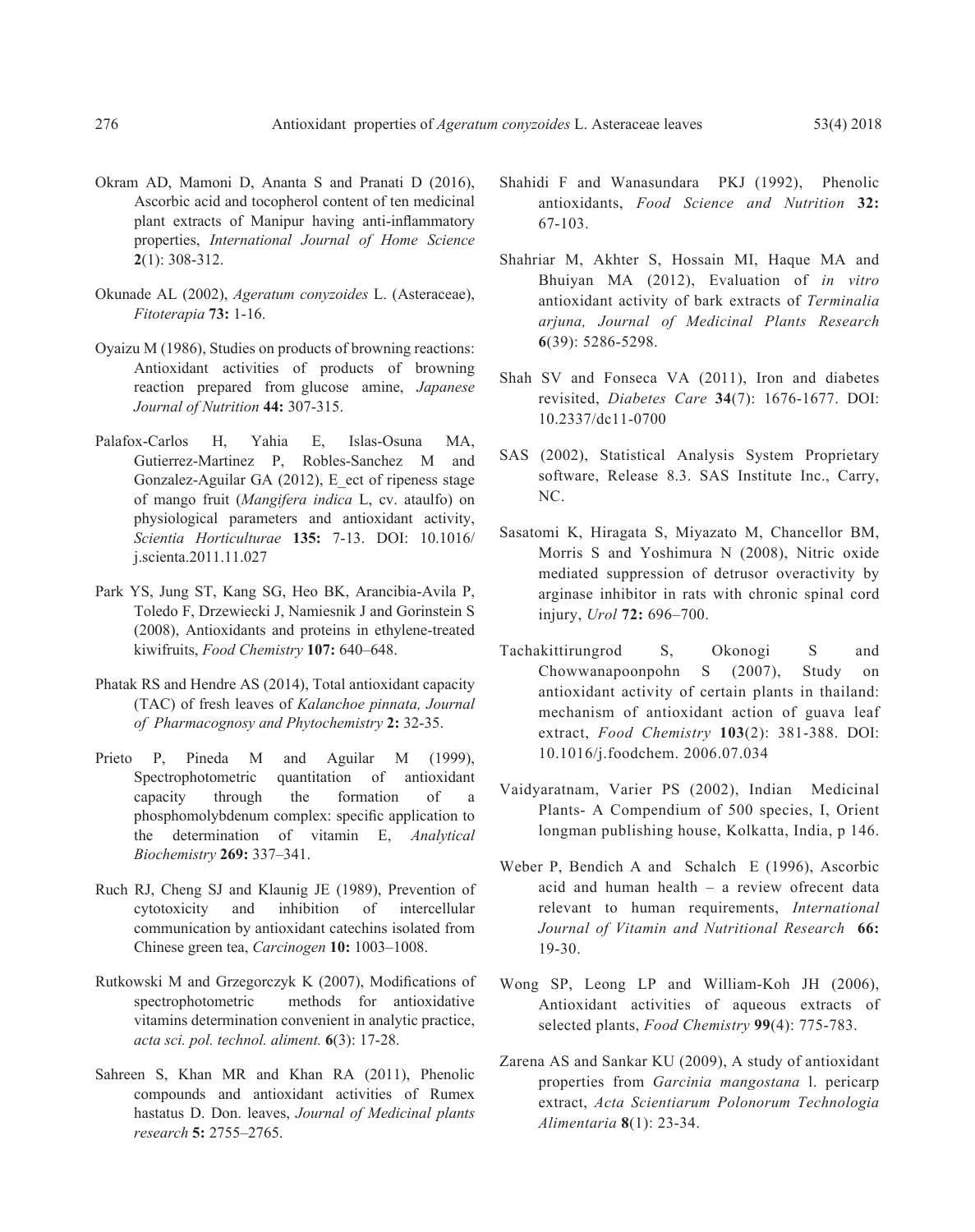Okram AD, Mamoni D, Ananta S and Pranati D (2016), Ascorbic acid and tocopherol content of ten medicinal plant extracts of Manipur having anti-inflammatory properties, *International Journal of Home Science* **2**(1): 308-312.

Okunade AL (2002), *Ageratum conyzoides* L. (Asteraceae), *Fitoterapia* **73:** 1-16.

Oyaizu M (1986), Studies on products of browning reactions: Antioxidant activities of products of browning reaction prepared from glucose amine, *Japanese Journal of Nutrition* **44:** 307-315.

Palafox-Carlos H, Yahia E, Islas-Osuna MA, Gutierrez-Martinez P, Robles-Sanchez M and Gonzalez-Aguilar GA (2012), E_ect of ripeness stage of mango fruit (*Mangifera indica* L, cv. ataulfo) on physiological parameters and antioxidant activity, *Scientia Horticulturae* **135:** 7-13. DOI: 10.1016/j.scienta.2011.11.027

Park YS, Jung ST, Kang SG, Heo BK, Arancibia-Avila P, Toledo F, Drzewiecki J, Namiesnik J and Gorinstein S (2008), Antioxidants and proteins in ethylene-treated kiwifruits, *Food Chemistry* **107:** 640–648.

Phatak RS and Hendre AS (2014), Total antioxidant capacity (TAC) of fresh leaves of *Kalanchoe pinnata, Journal of Pharmacognosy and Phytochemistry* **2:** 32-35.

Prieto P, Pineda M and Aguilar M (1999), Spectrophotometric quantitation of antioxidant capacity through the formation of a phosphomolybdenum complex: specific application to the determination of vitamin E, *Analytical Biochemistry* **269:** 337–341.

Ruch RJ, Cheng SJ and Klaunig JE (1989), Prevention of cytotoxicity and inhibition of intercellular communication by antioxidant catechins isolated from Chinese green tea, *Carcinogen* **10:** 1003–1008.

Rutkowski M and Grzegorczyk K (2007), Modifications of spectrophotometric methods for antioxidative vitamins determination convenient in analytic practice, *acta sci. pol. technol. aliment.* **6**(3): 17-28.

Sahreen S, Khan MR and Khan RA (2011), Phenolic compounds and antioxidant activities of Rumex hastatus D. Don. leaves, *Journal of Medicinal plants research* **5:** 2755–2765.

Shahidi F and Wanasundara PKJ (1992), Phenolic antioxidants, *Food Science and Nutrition* **32:** 67-103.

Shahriar M, Akhter S, Hossain MI, Haque MA and Bhuiyan MA (2012), Evaluation of *in vitro* antioxidant activity of bark extracts of *Terminalia arjuna, Journal of Medicinal Plants Research* **6**(39): 5286-5298.

Shah SV and Fonseca VA (2011), Iron and diabetes revisited, *Diabetes Care* **34**(7): 1676-1677. DOI: 10.2337/dc11-0700

SAS (2002), Statistical Analysis System Proprietary software, Release 8.3. SAS Institute Inc., Carry, NC.

Sasatomi K, Hiragata S, Miyazato M, Chancellor BM, Morris S and Yoshimura N (2008), Nitric oxide mediated suppression of detrusor overactivity by arginase inhibitor in rats with chronic spinal cord injury, *Urol* **72:** 696–700.

Tachakittirungrod S, Okonogi S and Chowwanapoonpohn S (2007), Study on antioxidant activity of certain plants in thailand: mechanism of antioxidant action of guava leaf extract, *Food Chemistry* **103**(2): 381-388. DOI: 10.1016/j.foodchem. 2006.07.034

Vaidyaratnam, Varier PS (2002), Indian Medicinal Plants- A Compendium of 500 species, I, Orient longman publishing house, Kolkatta, India, p 146.

Weber P, Bendich A and Schalch E (1996), Ascorbic acid and human health – a review ofrecent data relevant to human requirements, *International Journal of Vitamin and Nutritional Research* **66:** 19-30.

Wong SP, Leong LP and William-Koh JH (2006), Antioxidant activities of aqueous extracts of selected plants, *Food Chemistry* **99**(4): 775-783.

Zarena AS and Sankar KU (2009), A study of antioxidant properties from *Garcinia mangostana* l. pericarp extract, *Acta Scientiarum Polonorum Technologia Alimentaria* **8**(1): 23-34.